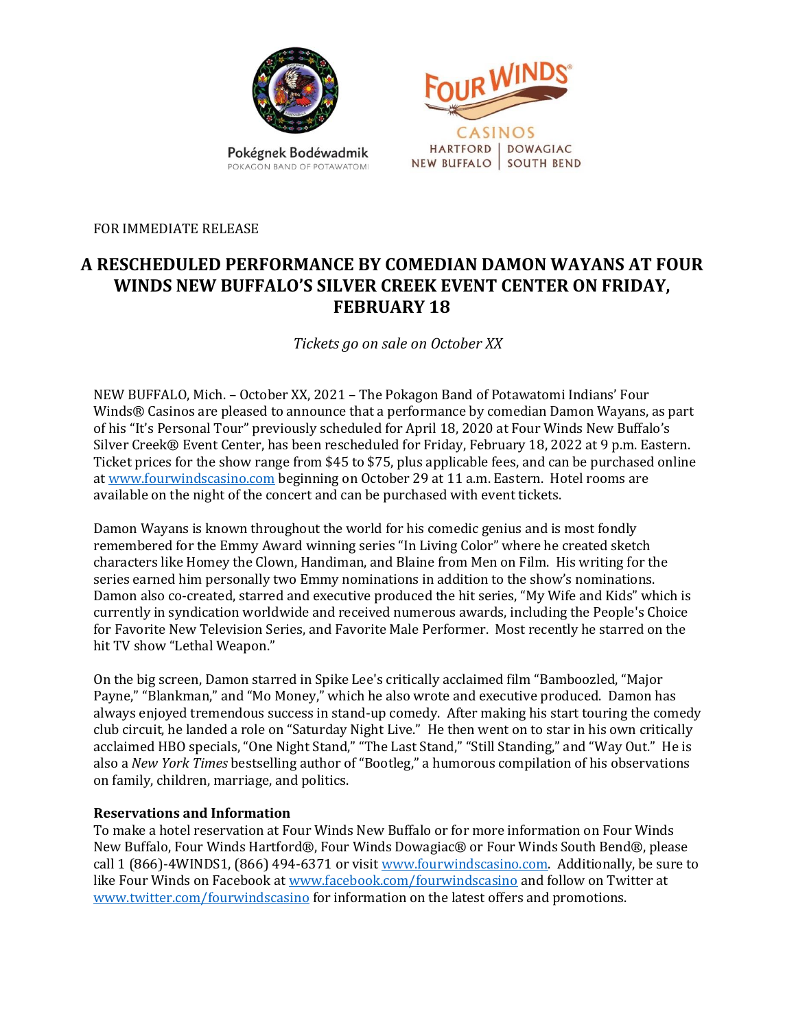Pokégnek Bodéwadmik
POKAGON BAND OF POTAWATOMI

FOUR WINDS® CASINOS
HARTFORD | DOWAGIAC
NEW BUFFALO | SOUTH BEND

FOR IMMEDIATE RELEASE

# A RESCHEDULED PERFORMANCE BY COMEDIAN DAMON WAYANS AT FOUR WINDS NEW BUFFALO'S SILVER CREEK EVENT CENTER ON FRIDAY, FEBRUARY 18

*Tickets go on sale on October XX*

NEW BUFFALO, Mich. – October XX, 2021 – The Pokagon Band of Potawatomi Indians' Four Winds® Casinos are pleased to announce that a performance by comedian Damon Wayans, as part of his "It's Personal Tour" previously scheduled for April 18, 2020 at Four Winds New Buffalo's Silver Creek® Event Center, has been rescheduled for Friday, February 18, 2022 at 9 p.m. Eastern. Ticket prices for the show range from $45 to $75, plus applicable fees, and can be purchased online at www.fourwindscasino.com beginning on October 29 at 11 a.m. Eastern. Hotel rooms are available on the night of the concert and can be purchased with event tickets.

Damon Wayans is known throughout the world for his comedic genius and is most fondly remembered for the Emmy Award winning series "In Living Color" where he created sketch characters like Homey the Clown, Handiman, and Blaine from Men on Film. His writing for the series earned him personally two Emmy nominations in addition to the show's nominations. Damon also co-created, starred and executive produced the hit series, "My Wife and Kids" which is currently in syndication worldwide and received numerous awards, including the People's Choice for Favorite New Television Series, and Favorite Male Performer. Most recently he starred on the hit TV show "Lethal Weapon."

On the big screen, Damon starred in Spike Lee's critically acclaimed film "Bamboozled, "Major Payne," "Blankman," and "Mo Money," which he also wrote and executive produced. Damon has always enjoyed tremendous success in stand-up comedy. After making his start touring the comedy club circuit, he landed a role on "Saturday Night Live." He then went on to star in his own critically acclaimed HBO specials, "One Night Stand," "The Last Stand," "Still Standing," and "Way Out." He is also a *New York Times* bestselling author of "Bootleg," a humorous compilation of his observations on family, children, marriage, and politics.

**Reservations and Information**

To make a hotel reservation at Four Winds New Buffalo or for more information on Four Winds New Buffalo, Four Winds Hartford®, Four Winds Dowagiac® or Four Winds South Bend®, please call 1 (866)-4WINDS1, (866) 494-6371 or visit www.fourwindscasino.com. Additionally, be sure to like Four Winds on Facebook at www.facebook.com/fourwindscasino and follow on Twitter at www.twitter.com/fourwindscasino for information on the latest offers and promotions.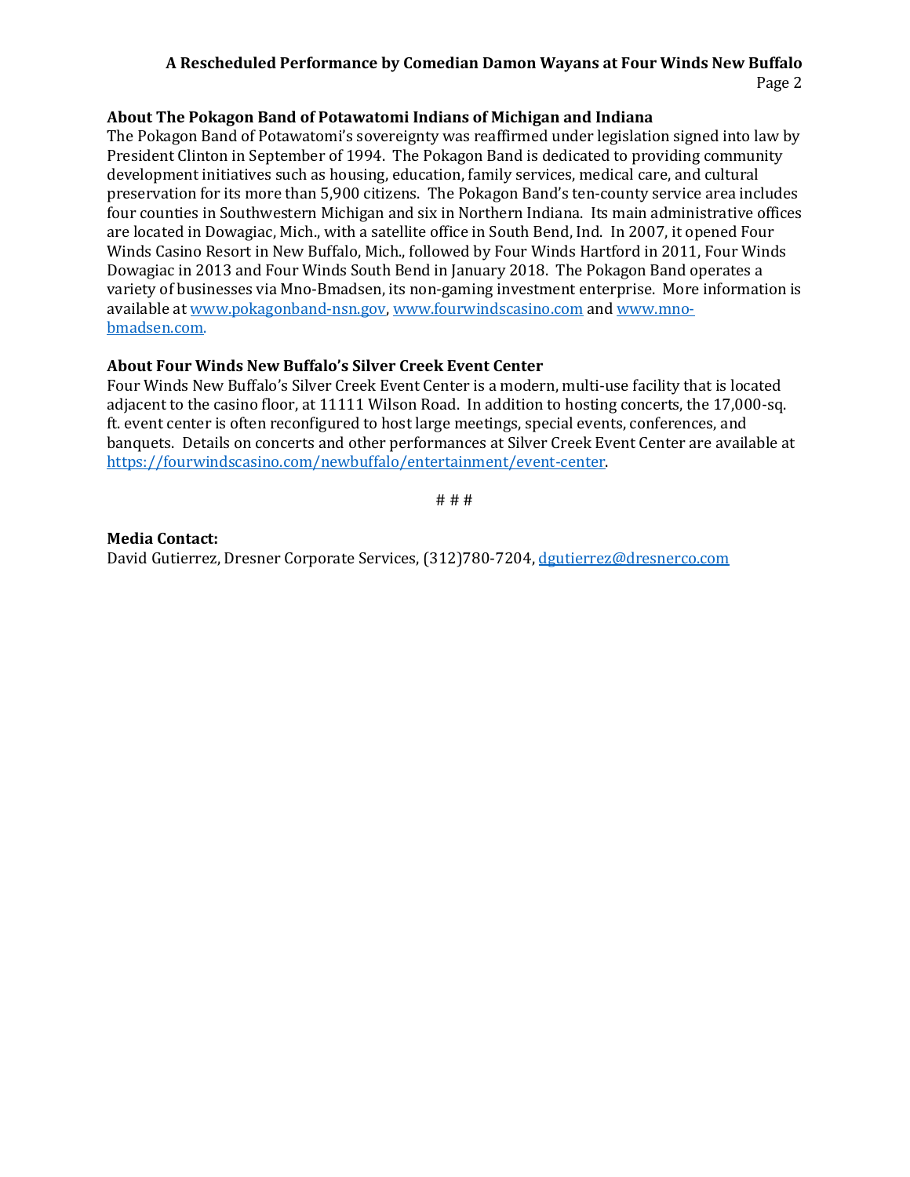## About The Pokagon Band of Potawatomi Indians of Michigan and Indiana

The Pokagon Band of Potawatomi's sovereignty was reaffirmed under legislation signed into law by President Clinton in September of 1994. The Pokagon Band is dedicated to providing community development initiatives such as housing, education, family services, medical care, and cultural preservation for its more than 5,900 citizens. The Pokagon Band's ten-county service area includes four counties in Southwestern Michigan and six in Northern Indiana. Its main administrative offices are located in Dowagiac, Mich., with a satellite office in South Bend, Ind. In 2007, it opened Four Winds Casino Resort in New Buffalo, Mich., followed by Four Winds Hartford in 2011, Four Winds Dowagiac in 2013 and Four Winds South Bend in January 2018. The Pokagon Band operates a variety of businesses via Mno-Bmadsen, its non-gaming investment enterprise. More information is available at www.pokagonband-nsn.gov, www.fourwindscasino.com and www.mno-bmadsen.com.

## About Four Winds New Buffalo's Silver Creek Event Center

Four Winds New Buffalo's Silver Creek Event Center is a modern, multi-use facility that is located adjacent to the casino floor, at 11111 Wilson Road. In addition to hosting concerts, the 17,000-sq. ft. event center is often reconfigured to host large meetings, special events, conferences, and banquets. Details on concerts and other performances at Silver Creek Event Center are available at https://fourwindscasino.com/newbuffalo/entertainment/event-center.

# # #

**Media Contact:**
David Gutierrez, Dresner Corporate Services, (312)780-7204, dgutierrez@dresnerco.com